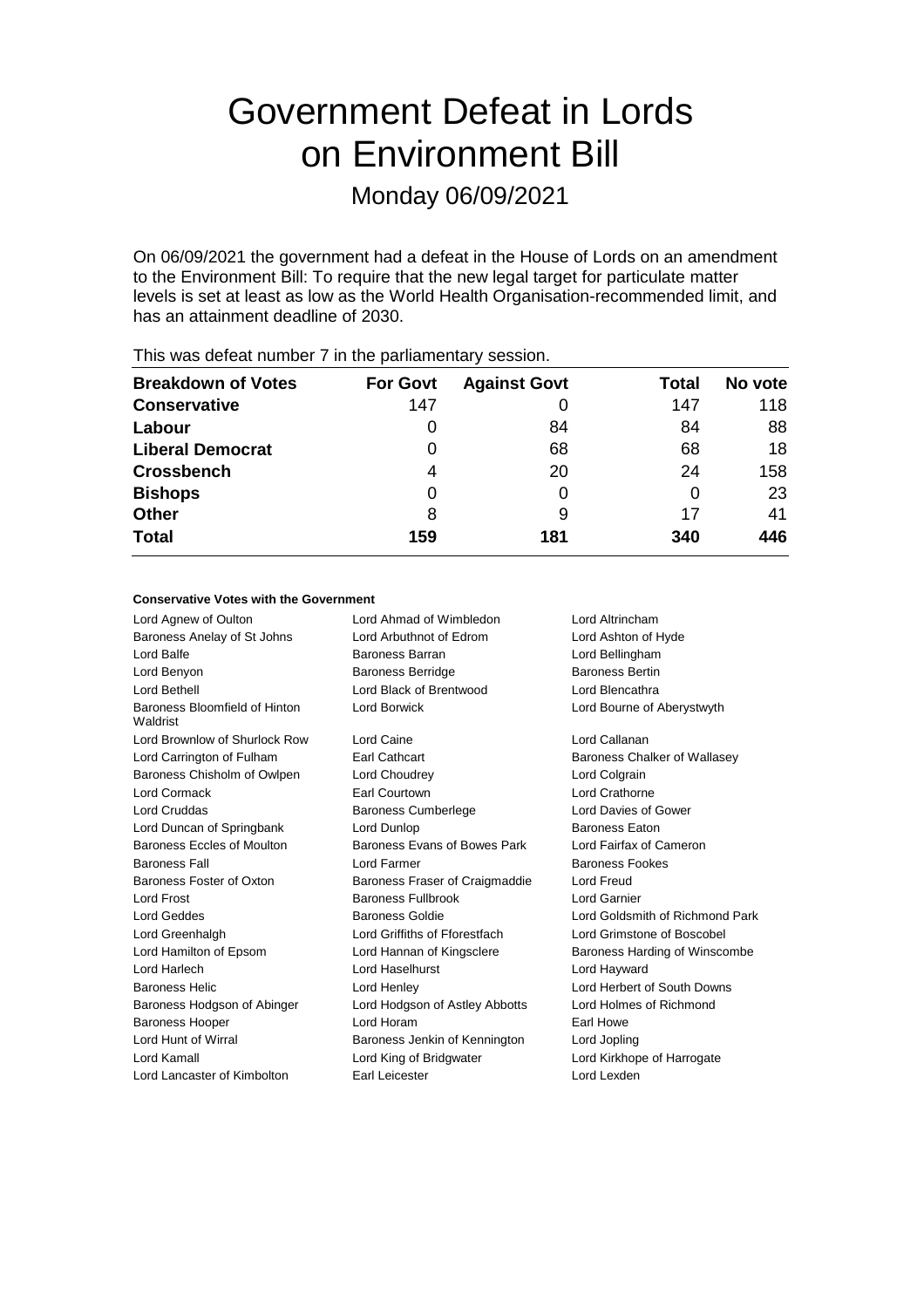# Government Defeat in Lords on Environment Bill

Monday 06/09/2021

On 06/09/2021 the government had a defeat in the House of Lords on an amendment to the Environment Bill: To require that the new legal target for particulate matter levels is set at least as low as the World Health Organisation-recommended limit, and has an attainment deadline of 2030.

This was defeat number 7 in the parliamentary session.

| Breakdown of Votes | For Govt | Against Govt | Total | No vote |
|---|---|---|---|---|
| **Conservative** | 147 | 0 | 147 | 118 |
| **Labour** | 0 | 84 | 84 | 88 |
| **Liberal Democrat** | 0 | 68 | 68 | 18 |
| **Crossbench** | 4 | 20 | 24 | 158 |
| **Bishops** | 0 | 0 | 0 | 23 |
| **Other** | 8 | 9 | 17 | 41 |
| **Total** | **159** | **181** | **340** | **446** |

### Conservative Votes with the Government

| | | |
|---|---|---|
| Lord Agnew of Oulton | Lord Ahmad of Wimbledon | Lord Altrincham |
| Baroness Anelay of St Johns | Lord Arbuthnot of Edrom | Lord Ashton of Hyde |
| Lord Balfe | Baroness Barran | Lord Bellingham |
| Lord Benyon | Baroness Berridge | Baroness Bertin |
| Lord Bethell | Lord Black of Brentwood | Lord Blencathra |
| Baroness Bloomfield of Hinton Waldrist | Lord Borwick | Lord Bourne of Aberystwyth |
| Lord Brownlow of Shurlock Row | Lord Caine | Lord Callanan |
| Lord Carrington of Fulham | Earl Cathcart | Baroness Chalker of Wallasey |
| Baroness Chisholm of Owlpen | Lord Choudrey | Lord Colgrain |
| Lord Cormack | Earl Courtown | Lord Crathorne |
| Lord Cruddas | Baroness Cumberlege | Lord Davies of Gower |
| Lord Duncan of Springbank | Lord Dunlop | Baroness Eaton |
| Baroness Eccles of Moulton | Baroness Evans of Bowes Park | Lord Fairfax of Cameron |
| Baroness Fall | Lord Farmer | Baroness Fookes |
| Baroness Foster of Oxton | Baroness Fraser of Craigmaddie | Lord Freud |
| Lord Frost | Baroness Fullbrook | Lord Garnier |
| Lord Geddes | Baroness Goldie | Lord Goldsmith of Richmond Park |
| Lord Greenhalgh | Lord Griffiths of Fforestfach | Lord Grimstone of Boscobel |
| Lord Hamilton of Epsom | Lord Hannan of Kingsclere | Baroness Harding of Winscombe |
| Lord Harlech | Lord Haselhurst | Lord Hayward |
| Baroness Helic | Lord Henley | Lord Herbert of South Downs |
| Baroness Hodgson of Abinger | Lord Hodgson of Astley Abbotts | Lord Holmes of Richmond |
| Baroness Hooper | Lord Horam | Earl Howe |
| Lord Hunt of Wirral | Baroness Jenkin of Kennington | Lord Jopling |
| Lord Kamall | Lord King of Bridgwater | Lord Kirkhope of Harrogate |
| Lord Lancaster of Kimbolton | Earl Leicester | Lord Lexden |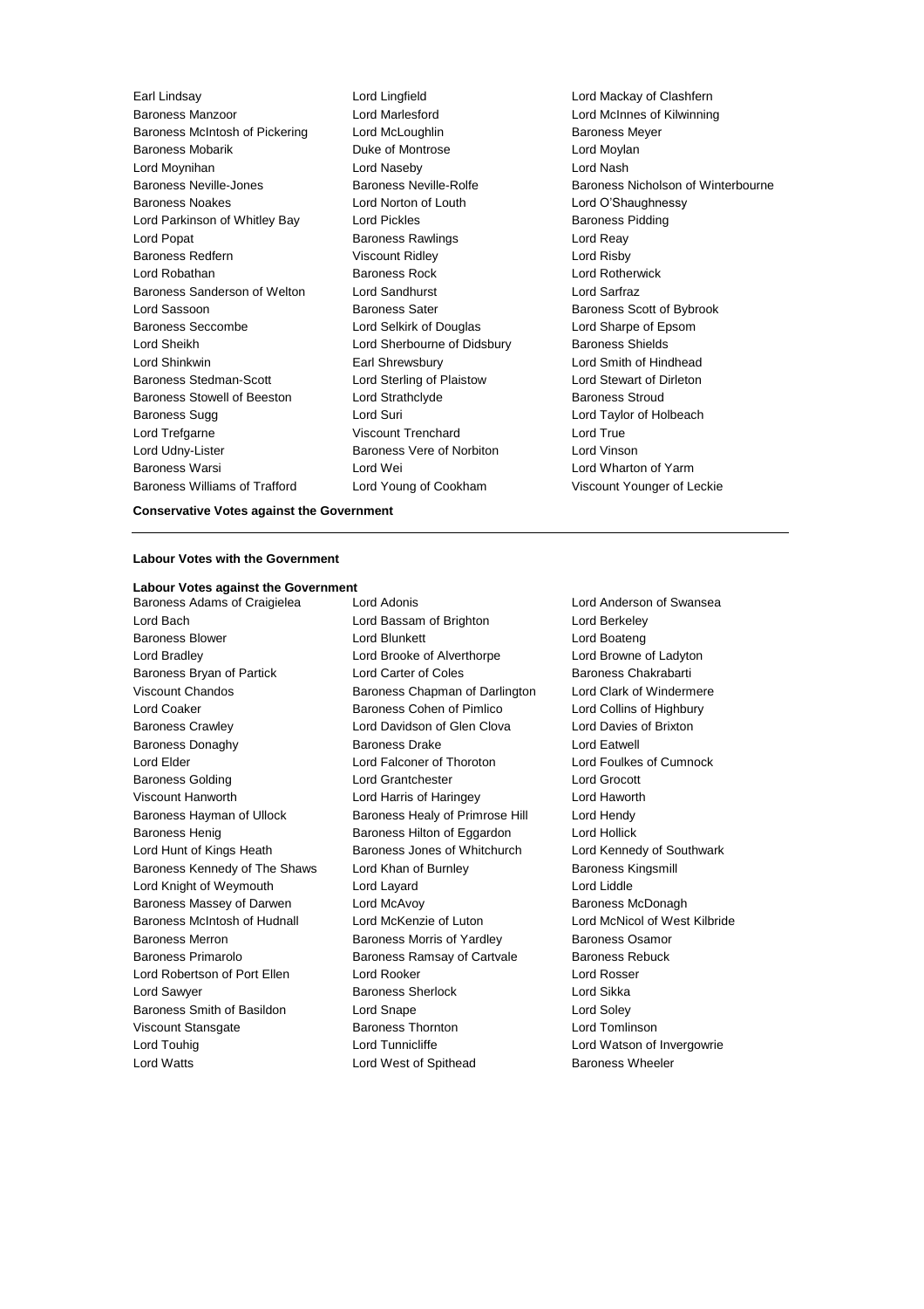Earl Lindsay
Lord Lingfield
Lord Mackay of Clashfern
Baroness Manzoor
Lord Marlesford
Lord McInnes of Kilwinning
Baroness McIntosh of Pickering
Lord McLoughlin
Baroness Meyer
Baroness Mobarik
Duke of Montrose
Lord Moylan
Lord Moynihan
Lord Naseby
Lord Nash
Baroness Neville-Jones
Baroness Neville-Rolfe
Baroness Nicholson of Winterbourne
Baroness Noakes
Lord Norton of Louth
Lord O'Shaughnessy
Lord Parkinson of Whitley Bay
Lord Pickles
Baroness Pidding
Lord Popat
Baroness Rawlings
Lord Reay
Baroness Redfern
Viscount Ridley
Lord Risby
Lord Robathan
Baroness Rock
Lord Rotherwick
Baroness Sanderson of Welton
Lord Sandhurst
Lord Sarfraz
Lord Sassoon
Baroness Sater
Baroness Scott of Bybrook
Baroness Seccombe
Lord Selkirk of Douglas
Lord Sharpe of Epsom
Lord Sheikh
Lord Sherbourne of Didsbury
Baroness Shields
Lord Shinkwin
Earl Shrewsbury
Lord Smith of Hindhead
Baroness Stedman-Scott
Lord Sterling of Plaistow
Lord Stewart of Dirleton
Baroness Stowell of Beeston
Lord Strathclyde
Baroness Stroud
Baroness Sugg
Lord Suri
Lord Taylor of Holbeach
Lord Trefgarne
Viscount Trenchard
Lord True
Lord Udny-Lister
Baroness Vere of Norbiton
Lord Vinson
Baroness Warsi
Lord Wei
Lord Wharton of Yarm
Baroness Williams of Trafford
Lord Young of Cookham
Viscount Younger of Leckie

**Conservative Votes against the Government**

---

**Labour Votes with the Government**

**Labour Votes against the Government**

Baroness Adams of Craigielea
Lord Adonis
Lord Anderson of Swansea
Lord Bach
Lord Bassam of Brighton
Lord Berkeley
Baroness Blower
Lord Blunkett
Lord Boateng
Lord Bradley
Lord Brooke of Alverthorpe
Lord Browne of Ladyton
Baroness Bryan of Partick
Lord Carter of Coles
Baroness Chakrabarti
Viscount Chandos
Baroness Chapman of Darlington
Lord Clark of Windermere
Lord Coaker
Baroness Cohen of Pimlico
Lord Collins of Highbury
Baroness Crawley
Lord Davidson of Glen Clova
Lord Davies of Brixton
Baroness Donaghy
Baroness Drake
Lord Eatwell
Lord Elder
Lord Falconer of Thoroton
Lord Foulkes of Cumnock
Baroness Golding
Lord Grantchester
Lord Grocott
Viscount Hanworth
Lord Harris of Haringey
Lord Haworth
Baroness Hayman of Ullock
Baroness Healy of Primrose Hill
Lord Hendy
Baroness Henig
Baroness Hilton of Eggardon
Lord Hollick
Lord Hunt of Kings Heath
Baroness Jones of Whitchurch
Lord Kennedy of Southwark
Baroness Kennedy of The Shaws
Lord Khan of Burnley
Baroness Kingsmill
Lord Knight of Weymouth
Lord Layard
Lord Liddle
Baroness Massey of Darwen
Lord McAvoy
Baroness McDonagh
Baroness McIntosh of Hudnall
Lord McKenzie of Luton
Lord McNicol of West Kilbride
Baroness Merron
Baroness Morris of Yardley
Baroness Osamor
Baroness Primarolo
Baroness Ramsay of Cartvale
Baroness Rebuck
Lord Robertson of Port Ellen
Lord Rooker
Lord Rosser
Lord Sawyer
Baroness Sherlock
Lord Sikka
Baroness Smith of Basildon
Lord Snape
Lord Soley
Viscount Stansgate
Baroness Thornton
Lord Tomlinson
Lord Touhig
Lord Tunnicliffe
Lord Watson of Invergowrie
Lord Watts
Lord West of Spithead
Baroness Wheeler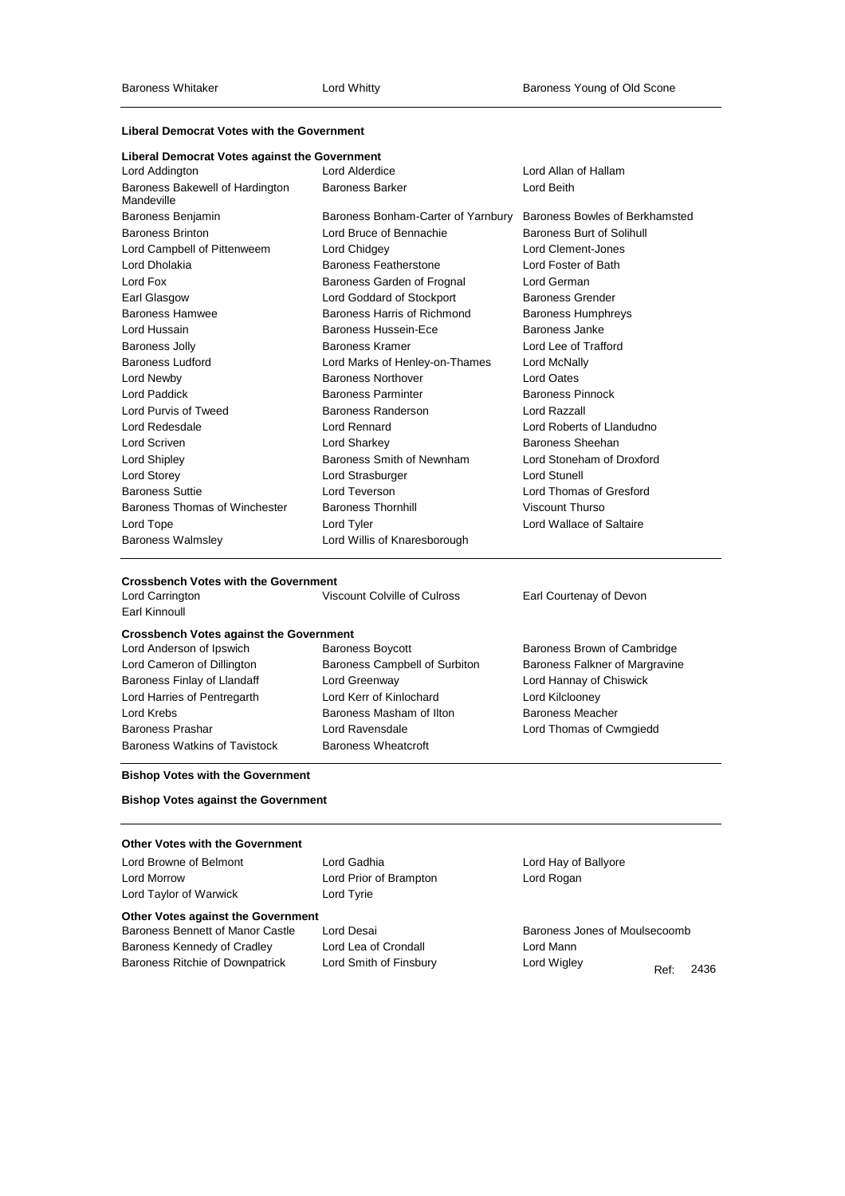| | | |
|---|---|---|
| Baroness Whitaker | Lord Whitty | Baroness Young of Old Scone |

**Liberal Democrat Votes with the Government**

**Liberal Democrat Votes against the Government**

| | | |
|---|---|---|
| Lord Addington | Lord Alderdice | Lord Allan of Hallam |
| Baroness Bakewell of Hardington Mandeville | Baroness Barker | Lord Beith |
| Baroness Benjamin | Baroness Bonham-Carter of Yarnbury | Baroness Bowles of Berkhamsted |
| Baroness Brinton | Lord Bruce of Bennachie | Baroness Burt of Solihull |
| Lord Campbell of Pittenweem | Lord Chidgey | Lord Clement-Jones |
| Lord Dholakia | Baroness Featherstone | Lord Foster of Bath |
| Lord Fox | Baroness Garden of Frognal | Lord German |
| Earl Glasgow | Lord Goddard of Stockport | Baroness Grender |
| Baroness Hamwee | Baroness Harris of Richmond | Baroness Humphreys |
| Lord Hussain | Baroness Hussein-Ece | Baroness Janke |
| Baroness Jolly | Baroness Kramer | Lord Lee of Trafford |
| Baroness Ludford | Lord Marks of Henley-on-Thames | Lord McNally |
| Lord Newby | Baroness Northover | Lord Oates |
| Lord Paddick | Baroness Parminter | Baroness Pinnock |
| Lord Purvis of Tweed | Baroness Randerson | Lord Razzall |
| Lord Redesdale | Lord Rennard | Lord Roberts of Llandudno |
| Lord Scriven | Lord Sharkey | Baroness Sheehan |
| Lord Shipley | Baroness Smith of Newnham | Lord Stoneham of Droxford |
| Lord Storey | Lord Strasburger | Lord Stunell |
| Baroness Suttie | Lord Teverson | Lord Thomas of Gresford |
| Baroness Thomas of Winchester | Baroness Thornhill | Viscount Thurso |
| Lord Tope | Lord Tyler | Lord Wallace of Saltaire |
| Baroness Walmsley | Lord Willis of Knaresborough | |

**Crossbench Votes with the Government**

| | | |
|---|---|---|
| Lord Carrington | Viscount Colville of Culross | Earl Courtenay of Devon |
| Earl Kinnoull | | |

**Crossbench Votes against the Government**

| | | |
|---|---|---|
| Lord Anderson of Ipswich | Baroness Boycott | Baroness Brown of Cambridge |
| Lord Cameron of Dillington | Baroness Campbell of Surbiton | Baroness Falkner of Margravine |
| Baroness Finlay of Llandaff | Lord Greenway | Lord Hannay of Chiswick |
| Lord Harries of Pentregarth | Lord Kerr of Kinlochard | Lord Kilclooney |
| Lord Krebs | Baroness Masham of Ilton | Baroness Meacher |
| Baroness Prashar | Lord Ravensdale | Lord Thomas of Cwmgiedd |
| Baroness Watkins of Tavistock | Baroness Wheatcroft | |

**Bishop Votes with the Government**

**Bishop Votes against the Government**

**Other Votes with the Government**

| | | |
|---|---|---|
| Lord Browne of Belmont | Lord Gadhia | Lord Hay of Ballyore |
| Lord Morrow | Lord Prior of Brampton | Lord Rogan |
| Lord Taylor of Warwick | Lord Tyrie | |

**Other Votes against the Government**

| | | |
|---|---|---|
| Baroness Bennett of Manor Castle | Lord Desai | Baroness Jones of Moulsecoomb |
| Baroness Kennedy of Cradley | Lord Lea of Crondall | Lord Mann |
| Baroness Ritchie of Downpatrick | Lord Smith of Finsbury | Lord Wigley |

Ref: 2436